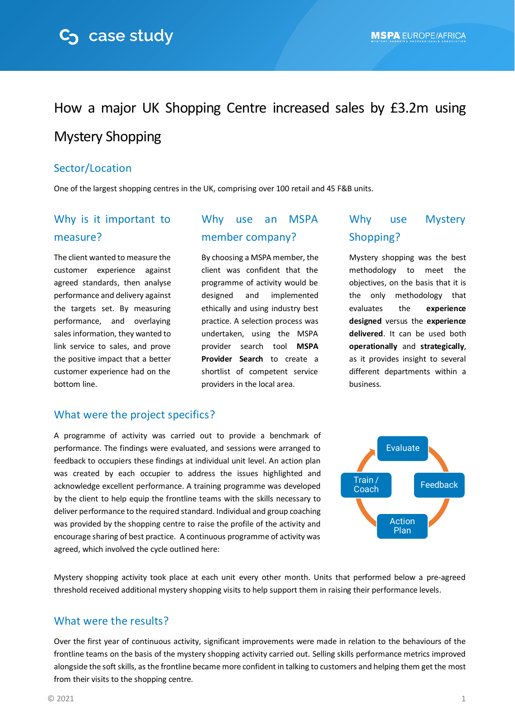# How a major UK Shopping Centre increased sales by £3.2m using Mystery Shopping

## Sector/Location

One of the largest shopping centres in the UK, comprising over 100 retail and 45 F&B units.

## Why is it important to measure?

The client wanted to measure the customer experience against agreed standards, then analyse performance and delivery against the targets set. By measuring performance, and overlaying sales information, they wanted to link service to sales, and prove the positive impact that a better customer experience had on the bottom line.

## Why use an MSPA member company?

By choosing a MSPA member, the client was confident that the programme of activity would be designed and implemented ethically and using industry best practice. A selection process was undertaken, using the MSPA provider search tool **MSPA Provider Search** to create a shortlist of competent service providers in the local area.

## Why use Mystery Shopping?

Mystery shopping was the best methodology to meet the objectives, on the basis that it is the only methodology that evaluates the **experience designed** versus the **experience delivered**. It can be used both **operationally** and **strategically**, as it provides insight to several different departments within a business.

## What were the project specifics?

A programme of activity was carried out to provide a benchmark of performance. The findings were evaluated, and sessions were arranged to feedback to occupiers these findings at individual unit level. An action plan was created by each occupier to address the issues highlighted and acknowledge excellent performance. A training programme was developed by the client to help equip the frontline teams with the skills necessary to deliver performance to the required standard. Individual and group coaching was provided by the shopping centre to raise the profile of the activity and encourage sharing of best practice. A continuous programme of activity was agreed, which involved the cycle outlined here:

Evaluate → Feedback → Action Plan → Train / Coach → Evaluate

Mystery shopping activity took place at each unit every other month. Units that performed below a pre-agreed threshold received additional mystery shopping visits to help support them in raising their performance levels.

## What were the results?

Over the first year of continuous activity, significant improvements were made in relation to the behaviours of the frontline teams on the basis of the mystery shopping activity carried out. Selling skills performance metrics improved alongside the soft skills, as the frontline became more confident in talking to customers and helping them get the most from their visits to the shopping centre.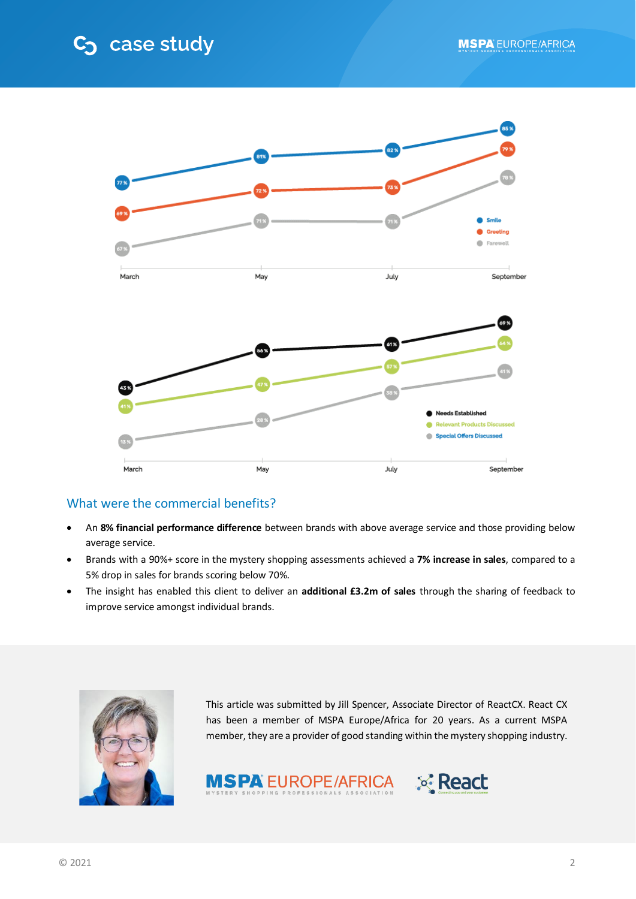case study

MSPA EUROPE/AFRICA

77 %
81%
82 %
85 %
69 %
72 %
73 %
79 %
67 %
71 %
71 %
78 %

Smile
Greeting
Farewell

March
May
July
September

43 %
56 %
61 %
69 %
41 %
47 %
57 %
64 %
13 %
28 %
38 %
41 %

Needs Established
Relevant Products Discussed
Special Offers Discussed

March
May
July
September

## What were the commercial benefits?

- An **8% financial performance difference** between brands with above average service and those providing below average service.
- Brands with a 90%+ score in the mystery shopping assessments achieved a **7% increase in sales**, compared to a 5% drop in sales for brands scoring below 70%.
- The insight has enabled this client to deliver an **additional £3.2m of sales** through the sharing of feedback to improve service amongst individual brands.

This article was submitted by Jill Spencer, Associate Director of ReactCX. React CX has been a member of MSPA Europe/Africa for 20 years. As a current MSPA member, they are a provider of good standing within the mystery shopping industry.

MSPA EUROPE/AFRICA
MYSTERY SHOPPING PROFESSIONALS ASSOCIATION

React

© 2021